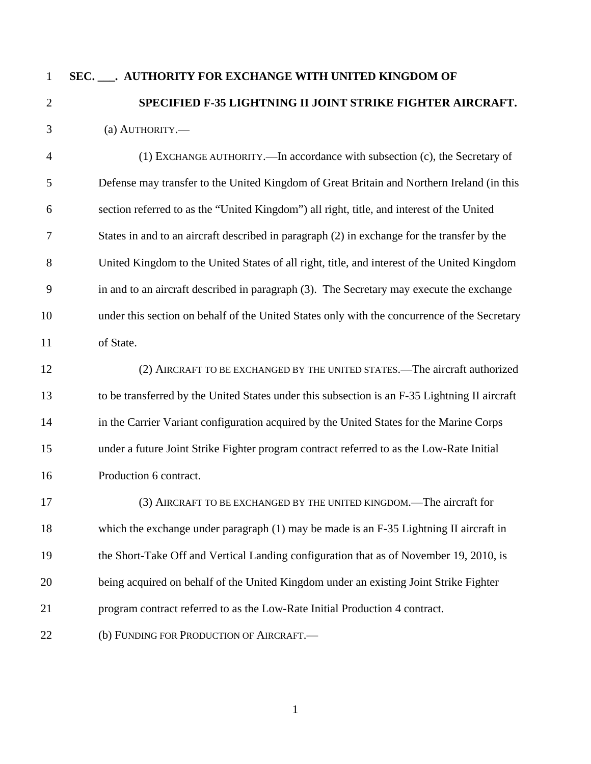**SEC. \_\_\_. AUTHORITY FOR EXCHANGE WITH UNITED KINGDOM OF SPECIFIED F-35 LIGHTNING II JOINT STRIKE FIGHTER AIRCRAFT.**

(a) AUTHORITY.—

(1) EXCHANGE AUTHORITY.—In accordance with subsection (c), the Secretary of Defense may transfer to the United Kingdom of Great Britain and Northern Ireland (in this section referred to as the "United Kingdom") all right, title, and interest of the United States in and to an aircraft described in paragraph (2) in exchange for the transfer by the United Kingdom to the United States of all right, title, and interest of the United Kingdom in and to an aircraft described in paragraph (3). The Secretary may execute the exchange under this section on behalf of the United States only with the concurrence of the Secretary of State.

(2) AIRCRAFT TO BE EXCHANGED BY THE UNITED STATES.—The aircraft authorized to be transferred by the United States under this subsection is an F-35 Lightning II aircraft in the Carrier Variant configuration acquired by the United States for the Marine Corps under a future Joint Strike Fighter program contract referred to as the Low-Rate Initial Production 6 contract.

(3) AIRCRAFT TO BE EXCHANGED BY THE UNITED KINGDOM.—The aircraft for which the exchange under paragraph (1) may be made is an F-35 Lightning II aircraft in the Short-Take Off and Vertical Landing configuration that as of November 19, 2010, is being acquired on behalf of the United Kingdom under an existing Joint Strike Fighter program contract referred to as the Low-Rate Initial Production 4 contract.

(b) FUNDING FOR PRODUCTION OF AIRCRAFT.—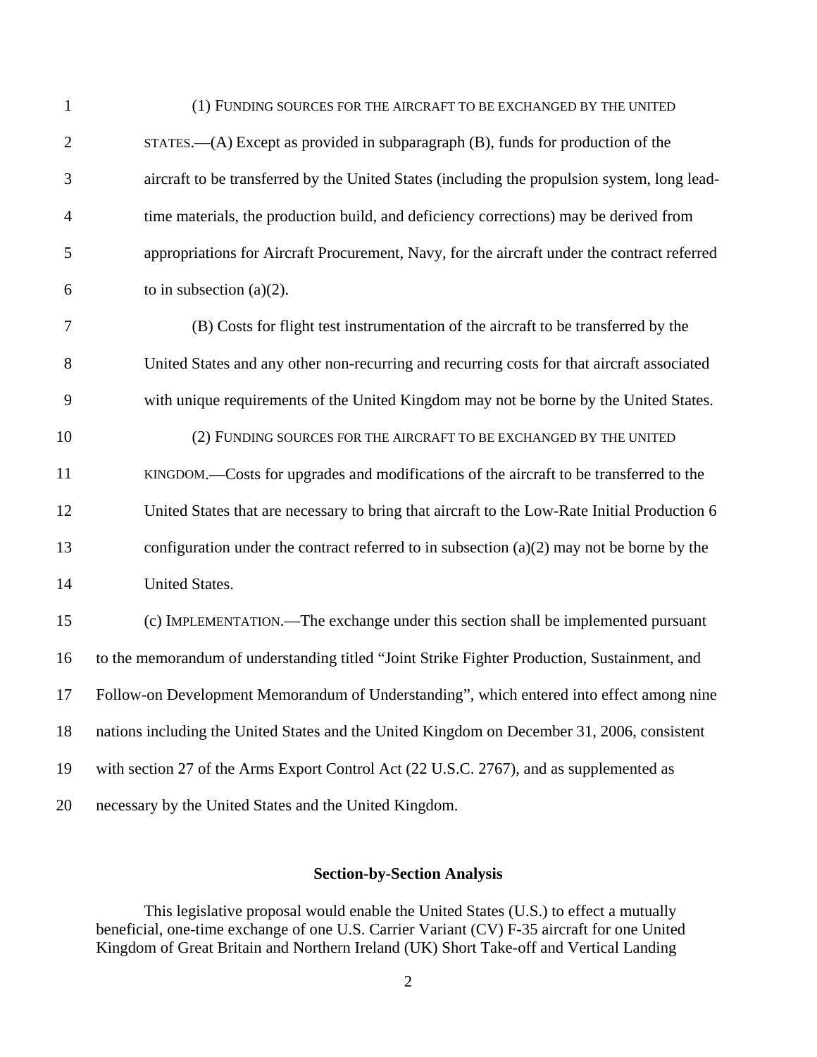(1) FUNDING SOURCES FOR THE AIRCRAFT TO BE EXCHANGED BY THE UNITED STATES.—(A) Except as provided in subparagraph (B), funds for production of the aircraft to be transferred by the United States (including the propulsion system, long lead-time materials, the production build, and deficiency corrections) may be derived from appropriations for Aircraft Procurement, Navy, for the aircraft under the contract referred to in subsection (a)(2).

(B) Costs for flight test instrumentation of the aircraft to be transferred by the United States and any other non-recurring and recurring costs for that aircraft associated with unique requirements of the United Kingdom may not be borne by the United States.

(2) FUNDING SOURCES FOR THE AIRCRAFT TO BE EXCHANGED BY THE UNITED KINGDOM.—Costs for upgrades and modifications of the aircraft to be transferred to the United States that are necessary to bring that aircraft to the Low-Rate Initial Production 6 configuration under the contract referred to in subsection (a)(2) may not be borne by the United States.

(c) IMPLEMENTATION.—The exchange under this section shall be implemented pursuant to the memorandum of understanding titled "Joint Strike Fighter Production, Sustainment, and Follow-on Development Memorandum of Understanding", which entered into effect among nine nations including the United States and the United Kingdom on December 31, 2006, consistent with section 27 of the Arms Export Control Act (22 U.S.C. 2767), and as supplemented as necessary by the United States and the United Kingdom.

## Section-by-Section Analysis

This legislative proposal would enable the United States (U.S.) to effect a mutually beneficial, one-time exchange of one U.S. Carrier Variant (CV) F-35 aircraft for one United Kingdom of Great Britain and Northern Ireland (UK) Short Take-off and Vertical Landing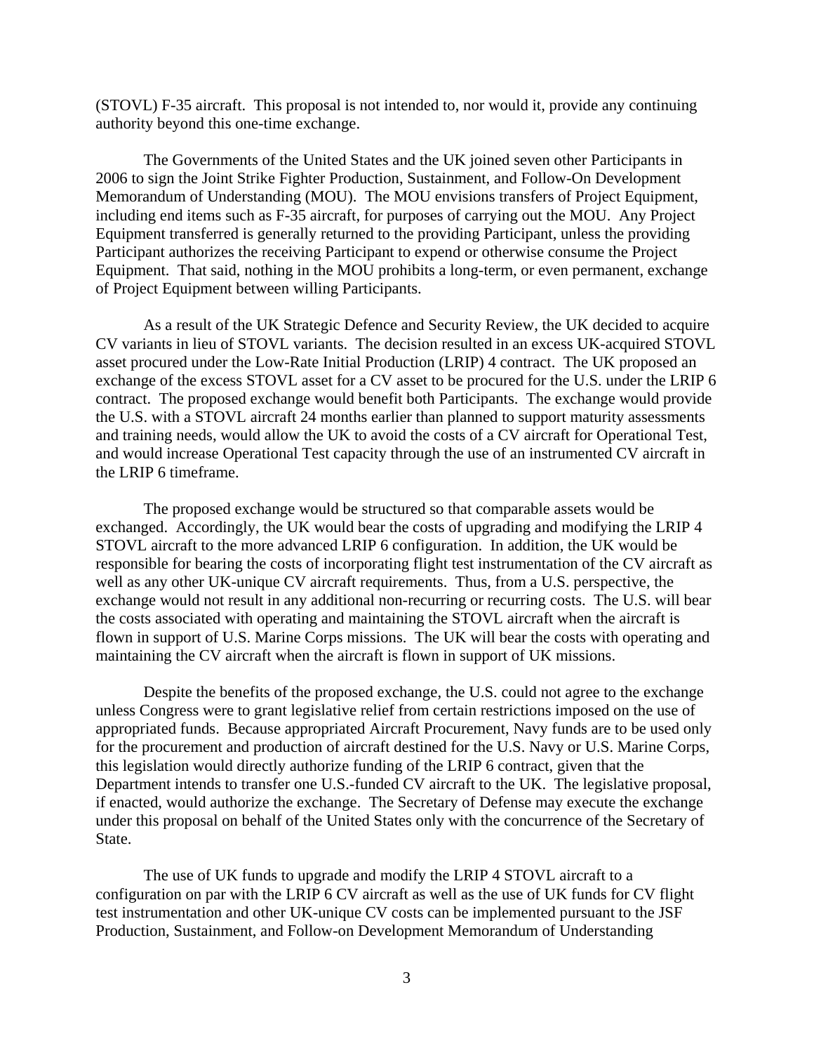(STOVL) F-35 aircraft. This proposal is not intended to, nor would it, provide any continuing authority beyond this one-time exchange.

The Governments of the United States and the UK joined seven other Participants in 2006 to sign the Joint Strike Fighter Production, Sustainment, and Follow-On Development Memorandum of Understanding (MOU). The MOU envisions transfers of Project Equipment, including end items such as F-35 aircraft, for purposes of carrying out the MOU. Any Project Equipment transferred is generally returned to the providing Participant, unless the providing Participant authorizes the receiving Participant to expend or otherwise consume the Project Equipment. That said, nothing in the MOU prohibits a long-term, or even permanent, exchange of Project Equipment between willing Participants.

As a result of the UK Strategic Defence and Security Review, the UK decided to acquire CV variants in lieu of STOVL variants. The decision resulted in an excess UK-acquired STOVL asset procured under the Low-Rate Initial Production (LRIP) 4 contract. The UK proposed an exchange of the excess STOVL asset for a CV asset to be procured for the U.S. under the LRIP 6 contract. The proposed exchange would benefit both Participants. The exchange would provide the U.S. with a STOVL aircraft 24 months earlier than planned to support maturity assessments and training needs, would allow the UK to avoid the costs of a CV aircraft for Operational Test, and would increase Operational Test capacity through the use of an instrumented CV aircraft in the LRIP 6 timeframe.

The proposed exchange would be structured so that comparable assets would be exchanged. Accordingly, the UK would bear the costs of upgrading and modifying the LRIP 4 STOVL aircraft to the more advanced LRIP 6 configuration. In addition, the UK would be responsible for bearing the costs of incorporating flight test instrumentation of the CV aircraft as well as any other UK-unique CV aircraft requirements. Thus, from a U.S. perspective, the exchange would not result in any additional non-recurring or recurring costs. The U.S. will bear the costs associated with operating and maintaining the STOVL aircraft when the aircraft is flown in support of U.S. Marine Corps missions. The UK will bear the costs with operating and maintaining the CV aircraft when the aircraft is flown in support of UK missions.

Despite the benefits of the proposed exchange, the U.S. could not agree to the exchange unless Congress were to grant legislative relief from certain restrictions imposed on the use of appropriated funds. Because appropriated Aircraft Procurement, Navy funds are to be used only for the procurement and production of aircraft destined for the U.S. Navy or U.S. Marine Corps, this legislation would directly authorize funding of the LRIP 6 contract, given that the Department intends to transfer one U.S.-funded CV aircraft to the UK. The legislative proposal, if enacted, would authorize the exchange. The Secretary of Defense may execute the exchange under this proposal on behalf of the United States only with the concurrence of the Secretary of State.

The use of UK funds to upgrade and modify the LRIP 4 STOVL aircraft to a configuration on par with the LRIP 6 CV aircraft as well as the use of UK funds for CV flight test instrumentation and other UK-unique CV costs can be implemented pursuant to the JSF Production, Sustainment, and Follow-on Development Memorandum of Understanding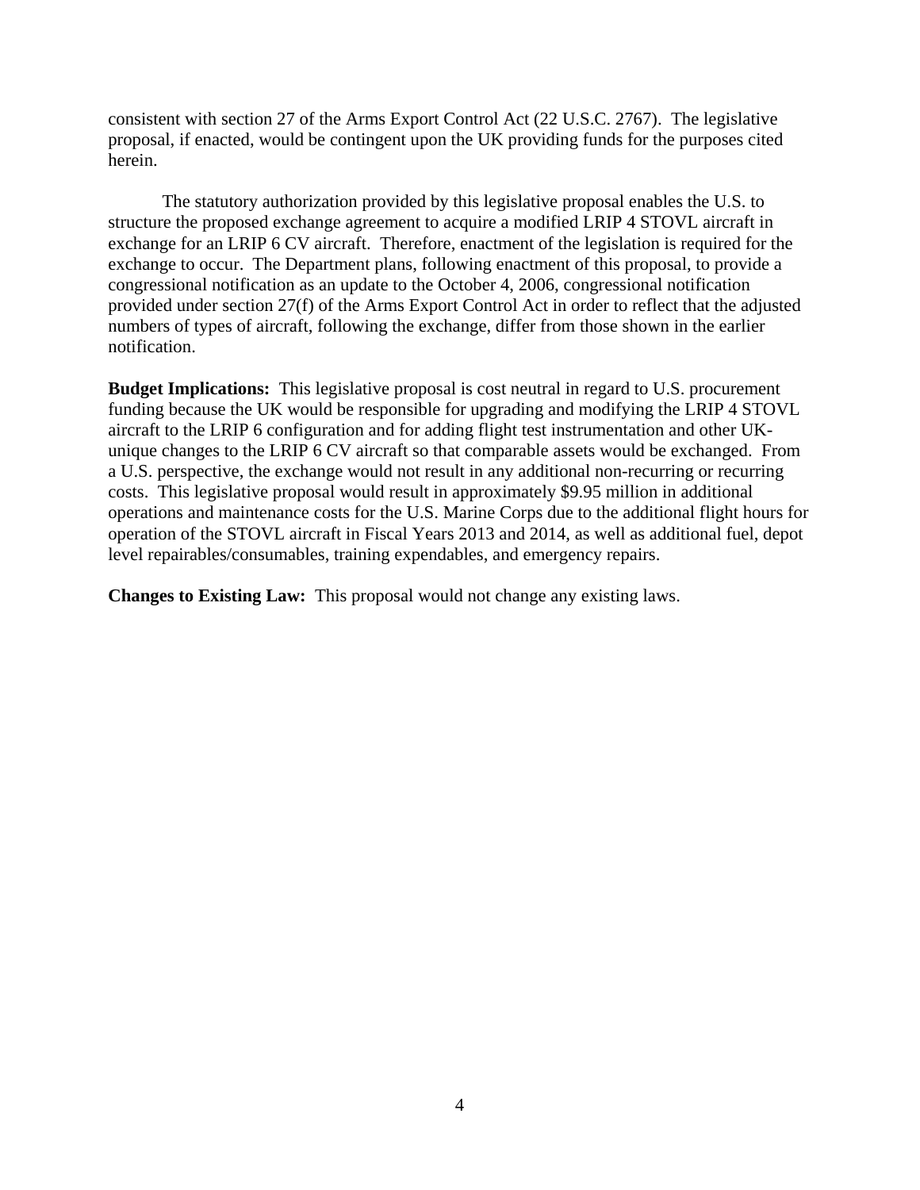consistent with section 27 of the Arms Export Control Act (22 U.S.C. 2767). The legislative proposal, if enacted, would be contingent upon the UK providing funds for the purposes cited herein.

The statutory authorization provided by this legislative proposal enables the U.S. to structure the proposed exchange agreement to acquire a modified LRIP 4 STOVL aircraft in exchange for an LRIP 6 CV aircraft. Therefore, enactment of the legislation is required for the exchange to occur. The Department plans, following enactment of this proposal, to provide a congressional notification as an update to the October 4, 2006, congressional notification provided under section 27(f) of the Arms Export Control Act in order to reflect that the adjusted numbers of types of aircraft, following the exchange, differ from those shown in the earlier notification.

**Budget Implications:** This legislative proposal is cost neutral in regard to U.S. procurement funding because the UK would be responsible for upgrading and modifying the LRIP 4 STOVL aircraft to the LRIP 6 configuration and for adding flight test instrumentation and other UK-unique changes to the LRIP 6 CV aircraft so that comparable assets would be exchanged. From a U.S. perspective, the exchange would not result in any additional non-recurring or recurring costs. This legislative proposal would result in approximately $9.95 million in additional operations and maintenance costs for the U.S. Marine Corps due to the additional flight hours for operation of the STOVL aircraft in Fiscal Years 2013 and 2014, as well as additional fuel, depot level repairables/consumables, training expendables, and emergency repairs.

**Changes to Existing Law:** This proposal would not change any existing laws.